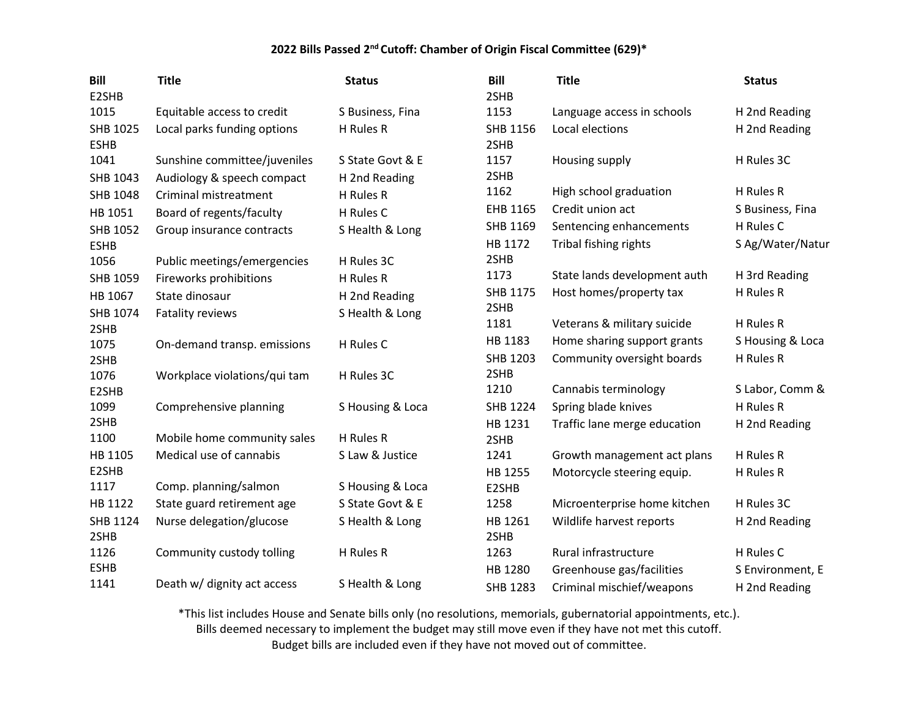## 2022 Bills Passed 2nd Cutoff: Chamber of Origin Fiscal Committee (629)*

| Bill | Title | Status |
|---|---|---|
| E2SHB 1015 | Equitable access to credit | S Business, Fina |
| SHB 1025 | Local parks funding options | H Rules R |
| ESHB 1041 | Sunshine committee/juveniles | S State Govt & E |
| SHB 1043 | Audiology & speech compact | H 2nd Reading |
| SHB 1048 | Criminal mistreatment | H Rules R |
| HB 1051 | Board of regents/faculty | H Rules C |
| SHB 1052 | Group insurance contracts | S Health & Long |
| ESHB 1056 | Public meetings/emergencies | H Rules 3C |
| SHB 1059 | Fireworks prohibitions | H Rules R |
| HB 1067 | State dinosaur | H 2nd Reading |
| SHB 1074 | Fatality reviews | S Health & Long |
| 2SHB 1075 | On-demand transp. emissions | H Rules C |
| 2SHB 1076 | Workplace violations/qui tam | H Rules 3C |
| E2SHB 1099 | Comprehensive planning | S Housing & Loca |
| 2SHB 1100 | Mobile home community sales | H Rules R |
| HB 1105 | Medical use of cannabis | S Law & Justice |
| E2SHB 1117 | Comp. planning/salmon | S Housing & Loca |
| HB 1122 | State guard retirement age | S State Govt & E |
| SHB 1124 | Nurse delegation/glucose | S Health & Long |
| 2SHB 1126 | Community custody tolling | H Rules R |
| ESHB 1141 | Death w/ dignity act access | S Health & Long |
| 2SHB 1153 | Language access in schools | H 2nd Reading |
| SHB 1156 | Local elections | H 2nd Reading |
| 2SHB 1157 | Housing supply | H Rules 3C |
| 2SHB 1162 | High school graduation | H Rules R |
| EHB 1165 | Credit union act | S Business, Fina |
| SHB 1169 | Sentencing enhancements | H Rules C |
| HB 1172 | Tribal fishing rights | S Ag/Water/Natur |
| 2SHB 1173 | State lands development auth | H 3rd Reading |
| SHB 1175 | Host homes/property tax | H Rules R |
| 2SHB 1181 | Veterans & military suicide | H Rules R |
| HB 1183 | Home sharing support grants | S Housing & Loca |
| SHB 1203 | Community oversight boards | H Rules R |
| 2SHB 1210 | Cannabis terminology | S Labor, Comm & |
| SHB 1224 | Spring blade knives | H Rules R |
| HB 1231 | Traffic lane merge education | H 2nd Reading |
| 2SHB 1241 | Growth management act plans | H Rules R |
| HB 1255 | Motorcycle steering equip. | H Rules R |
| E2SHB 1258 | Microenterprise home kitchen | H Rules 3C |
| HB 1261 | Wildlife harvest reports | H 2nd Reading |
| 2SHB 1263 | Rural infrastructure | H Rules C |
| HB 1280 | Greenhouse gas/facilities | S Environment, E |
| SHB 1283 | Criminal mischief/weapons | H 2nd Reading |

*This list includes House and Senate bills only (no resolutions, memorials, gubernatorial appointments, etc.).
Bills deemed necessary to implement the budget may still move even if they have not met this cutoff.
Budget bills are included even if they have not moved out of committee.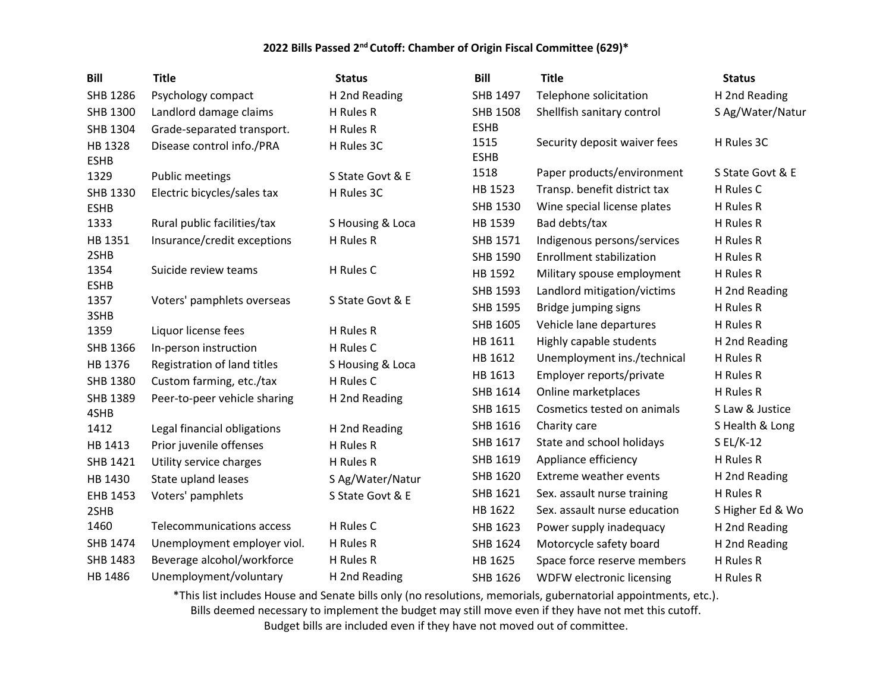**2022 Bills Passed 2nd Cutoff: Chamber of Origin Fiscal Committee (629)***

| Bill | Title | Status |
|---|---|---|
| SHB 1286 | Psychology compact | H 2nd Reading |
| SHB 1300 | Landlord damage claims | H Rules R |
| SHB 1304 | Grade-separated transport. | H Rules R |
| HB 1328 | Disease control info./PRA | H Rules 3C |
| ESHB 1329 | Public meetings | S State Govt & E |
| SHB 1330 | Electric bicycles/sales tax | H Rules 3C |
| ESHB 1333 | Rural public facilities/tax | S Housing & Loca |
| HB 1351 | Insurance/credit exceptions | H Rules R |
| 2SHB 1354 | Suicide review teams | H Rules C |
| ESHB 1357 | Voters' pamphlets overseas | S State Govt & E |
| 3SHB 1359 | Liquor license fees | H Rules R |
| SHB 1366 | In-person instruction | H Rules C |
| HB 1376 | Registration of land titles | S Housing & Loca |
| SHB 1380 | Custom farming, etc./tax | H Rules C |
| SHB 1389 | Peer-to-peer vehicle sharing | H 2nd Reading |
| 4SHB 1412 | Legal financial obligations | H 2nd Reading |
| HB 1413 | Prior juvenile offenses | H Rules R |
| SHB 1421 | Utility service charges | H Rules R |
| HB 1430 | State upland leases | S Ag/Water/Natur |
| EHB 1453 | Voters' pamphlets | S State Govt & E |
| 2SHB 1460 | Telecommunications access | H Rules C |
| SHB 1474 | Unemployment employer viol. | H Rules R |
| SHB 1483 | Beverage alcohol/workforce | H Rules R |
| HB 1486 | Unemployment/voluntary | H 2nd Reading |
| SHB 1497 | Telephone solicitation | H 2nd Reading |
| SHB 1508 | Shellfish sanitary control | S Ag/Water/Natur |
| ESHB 1515 | Security deposit waiver fees | H Rules 3C |
| ESHB 1518 | Paper products/environment | S State Govt & E |
| HB 1523 | Transp. benefit district tax | H Rules C |
| SHB 1530 | Wine special license plates | H Rules R |
| HB 1539 | Bad debts/tax | H Rules R |
| SHB 1571 | Indigenous persons/services | H Rules R |
| SHB 1590 | Enrollment stabilization | H Rules R |
| HB 1592 | Military spouse employment | H Rules R |
| SHB 1593 | Landlord mitigation/victims | H 2nd Reading |
| SHB 1595 | Bridge jumping signs | H Rules R |
| SHB 1605 | Vehicle lane departures | H Rules R |
| HB 1611 | Highly capable students | H 2nd Reading |
| HB 1612 | Unemployment ins./technical | H Rules R |
| HB 1613 | Employer reports/private | H Rules R |
| SHB 1614 | Online marketplaces | H Rules R |
| SHB 1615 | Cosmetics tested on animals | S Law & Justice |
| SHB 1616 | Charity care | S Health & Long |
| SHB 1617 | State and school holidays | S EL/K-12 |
| SHB 1619 | Appliance efficiency | H Rules R |
| SHB 1620 | Extreme weather events | H 2nd Reading |
| SHB 1621 | Sex. assault nurse training | H Rules R |
| HB 1622 | Sex. assault nurse education | S Higher Ed & Wo |
| SHB 1623 | Power supply inadequacy | H 2nd Reading |
| SHB 1624 | Motorcycle safety board | H 2nd Reading |
| HB 1625 | Space force reserve members | H Rules R |
| SHB 1626 | WDFW electronic licensing | H Rules R |

*This list includes House and Senate bills only (no resolutions, memorials, gubernatorial appointments, etc.).
Bills deemed necessary to implement the budget may still move even if they have not met this cutoff.
Budget bills are included even if they have not moved out of committee.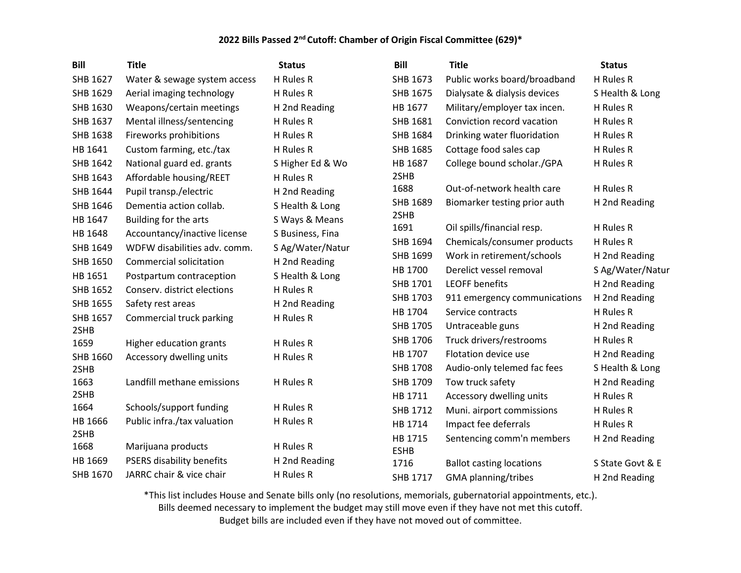**2022 Bills Passed 2nd Cutoff: Chamber of Origin Fiscal Committee (629)***

| Bill | Title | Status |
|---|---|---|
| SHB 1627 | Water & sewage system access | H Rules R |
| SHB 1629 | Aerial imaging technology | H Rules R |
| SHB 1630 | Weapons/certain meetings | H 2nd Reading |
| SHB 1637 | Mental illness/sentencing | H Rules R |
| SHB 1638 | Fireworks prohibitions | H Rules R |
| HB 1641 | Custom farming, etc./tax | H Rules R |
| SHB 1642 | National guard ed. grants | S Higher Ed & Wo |
| SHB 1643 | Affordable housing/REET | H Rules R |
| SHB 1644 | Pupil transp./electric | H 2nd Reading |
| SHB 1646 | Dementia action collab. | S Health & Long |
| HB 1647 | Building for the arts | S Ways & Means |
| HB 1648 | Accountancy/inactive license | S Business, Fina |
| SHB 1649 | WDFW disabilities adv. comm. | S Ag/Water/Natur |
| SHB 1650 | Commercial solicitation | H 2nd Reading |
| HB 1651 | Postpartum contraception | S Health & Long |
| SHB 1652 | Conserv. district elections | H Rules R |
| SHB 1655 | Safety rest areas | H 2nd Reading |
| SHB 1657 | Commercial truck parking | H Rules R |
| 2SHB 1659 | Higher education grants | H Rules R |
| SHB 1660 | Accessory dwelling units | H Rules R |
| 2SHB 1663 | Landfill methane emissions | H Rules R |
| 2SHB 1664 | Schools/support funding | H Rules R |
| HB 1666 | Public infra./tax valuation | H Rules R |
| 2SHB 1668 | Marijuana products | H Rules R |
| HB 1669 | PSERS disability benefits | H 2nd Reading |
| SHB 1670 | JARRC chair & vice chair | H Rules R |
| SHB 1673 | Public works board/broadband | H Rules R |
| SHB 1675 | Dialysate & dialysis devices | S Health & Long |
| HB 1677 | Military/employer tax incen. | H Rules R |
| SHB 1681 | Conviction record vacation | H Rules R |
| SHB 1684 | Drinking water fluoridation | H Rules R |
| SHB 1685 | Cottage food sales cap | H Rules R |
| HB 1687 | College bound scholar./GPA | H Rules R |
| 2SHB 1688 | Out-of-network health care | H Rules R |
| SHB 1689 | Biomarker testing prior auth | H 2nd Reading |
| 2SHB 1691 | Oil spills/financial resp. | H Rules R |
| SHB 1694 | Chemicals/consumer products | H Rules R |
| SHB 1699 | Work in retirement/schools | H 2nd Reading |
| HB 1700 | Derelict vessel removal | S Ag/Water/Natur |
| SHB 1701 | LEOFF benefits | H 2nd Reading |
| SHB 1703 | 911 emergency communications | H 2nd Reading |
| HB 1704 | Service contracts | H Rules R |
| SHB 1705 | Untraceable guns | H 2nd Reading |
| SHB 1706 | Truck drivers/restrooms | H Rules R |
| HB 1707 | Flotation device use | H 2nd Reading |
| SHB 1708 | Audio-only telemed fac fees | S Health & Long |
| SHB 1709 | Tow truck safety | H 2nd Reading |
| HB 1711 | Accessory dwelling units | H Rules R |
| SHB 1712 | Muni. airport commissions | H Rules R |
| HB 1714 | Impact fee deferrals | H Rules R |
| HB 1715 | Sentencing comm'n members | H 2nd Reading |
| ESHB 1716 | Ballot casting locations | S State Govt & E |
| SHB 1717 | GMA planning/tribes | H 2nd Reading |

*This list includes House and Senate bills only (no resolutions, memorials, gubernatorial appointments, etc.).
Bills deemed necessary to implement the budget may still move even if they have not met this cutoff.
Budget bills are included even if they have not moved out of committee.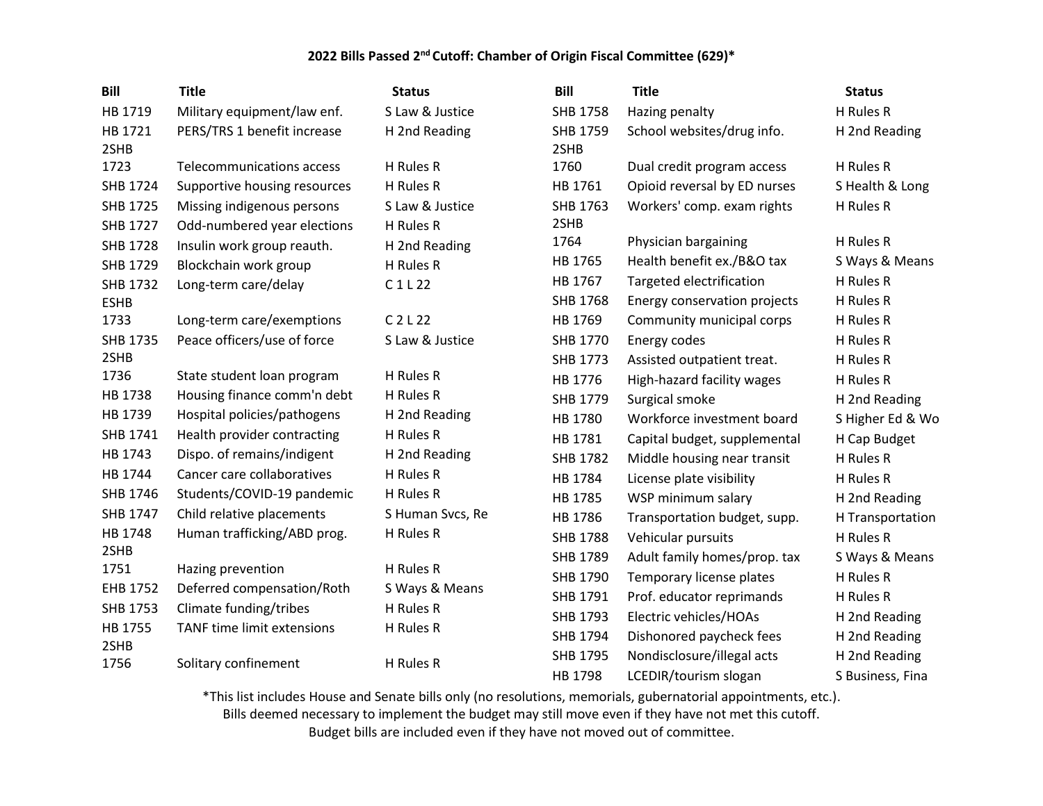## 2022 Bills Passed 2nd Cutoff: Chamber of Origin Fiscal Committee (629)*

| Bill | Title | Status |
|---|---|---|
| HB 1719 | Military equipment/law enf. | S Law & Justice |
| HB 1721 | PERS/TRS 1 benefit increase | H 2nd Reading |
| 2SHB 1723 | Telecommunications access | H Rules R |
| SHB 1724 | Supportive housing resources | H Rules R |
| SHB 1725 | Missing indigenous persons | S Law & Justice |
| SHB 1727 | Odd-numbered year elections | H Rules R |
| SHB 1728 | Insulin work group reauth. | H 2nd Reading |
| SHB 1729 | Blockchain work group | H Rules R |
| SHB 1732 | Long-term care/delay | C 1 L 22 |
| ESHB 1733 | Long-term care/exemptions | C 2 L 22 |
| SHB 1735 | Peace officers/use of force | S Law & Justice |
| 2SHB 1736 | State student loan program | H Rules R |
| HB 1738 | Housing finance comm'n debt | H Rules R |
| HB 1739 | Hospital policies/pathogens | H 2nd Reading |
| SHB 1741 | Health provider contracting | H Rules R |
| HB 1743 | Dispo. of remains/indigent | H 2nd Reading |
| HB 1744 | Cancer care collaboratives | H Rules R |
| SHB 1746 | Students/COVID-19 pandemic | H Rules R |
| SHB 1747 | Child relative placements | S Human Svcs, Re |
| HB 1748 | Human trafficking/ABD prog. | H Rules R |
| 2SHB 1751 | Hazing prevention | H Rules R |
| EHB 1752 | Deferred compensation/Roth | S Ways & Means |
| SHB 1753 | Climate funding/tribes | H Rules R |
| HB 1755 | TANF time limit extensions | H Rules R |
| 2SHB 1756 | Solitary confinement | H Rules R |
| SHB 1758 | Hazing penalty | H Rules R |
| SHB 1759 | School websites/drug info. | H 2nd Reading |
| 2SHB 1760 | Dual credit program access | H Rules R |
| HB 1761 | Opioid reversal by ED nurses | S Health & Long |
| SHB 1763 | Workers' comp. exam rights | H Rules R |
| 2SHB 1764 | Physician bargaining | H Rules R |
| HB 1765 | Health benefit ex./B&O tax | S Ways & Means |
| HB 1767 | Targeted electrification | H Rules R |
| SHB 1768 | Energy conservation projects | H Rules R |
| HB 1769 | Community municipal corps | H Rules R |
| SHB 1770 | Energy codes | H Rules R |
| SHB 1773 | Assisted outpatient treat. | H Rules R |
| HB 1776 | High-hazard facility wages | H Rules R |
| SHB 1779 | Surgical smoke | H 2nd Reading |
| HB 1780 | Workforce investment board | S Higher Ed & Wo |
| HB 1781 | Capital budget, supplemental | H Cap Budget |
| SHB 1782 | Middle housing near transit | H Rules R |
| HB 1784 | License plate visibility | H Rules R |
| HB 1785 | WSP minimum salary | H 2nd Reading |
| HB 1786 | Transportation budget, supp. | H Transportation |
| SHB 1788 | Vehicular pursuits | H Rules R |
| SHB 1789 | Adult family homes/prop. tax | S Ways & Means |
| SHB 1790 | Temporary license plates | H Rules R |
| SHB 1791 | Prof. educator reprimands | H Rules R |
| SHB 1793 | Electric vehicles/HOAs | H 2nd Reading |
| SHB 1794 | Dishonored paycheck fees | H 2nd Reading |
| SHB 1795 | Nondisclosure/illegal acts | H 2nd Reading |
| HB 1798 | LCEDIR/tourism slogan | S Business, Fina |

*This list includes House and Senate bills only (no resolutions, memorials, gubernatorial appointments, etc.).
Bills deemed necessary to implement the budget may still move even if they have not met this cutoff.
Budget bills are included even if they have not moved out of committee.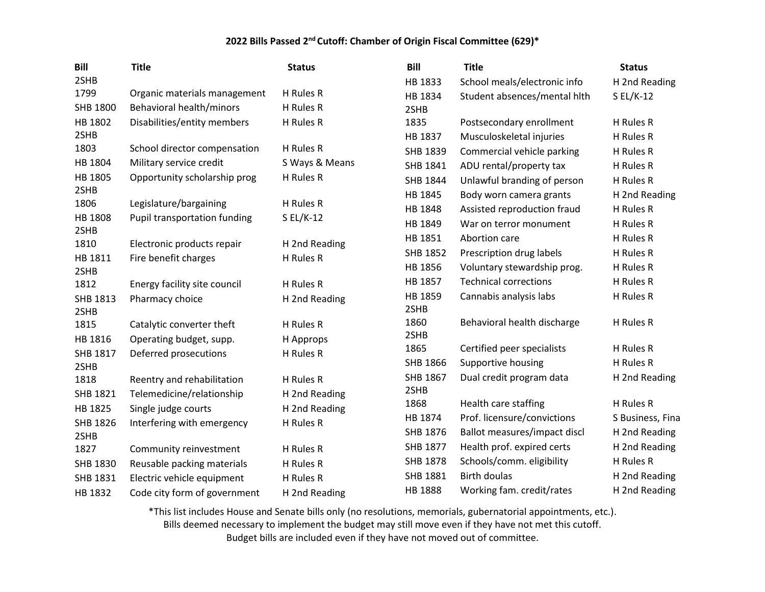### 2022 Bills Passed 2nd Cutoff: Chamber of Origin Fiscal Committee (629)*

| Bill | Title | Status |
|---|---|---|
| 2SHB 1799 | Organic materials management | H Rules R |
| SHB 1800 | Behavioral health/minors | H Rules R |
| HB 1802 | Disabilities/entity members | H Rules R |
| 2SHB 1803 | School director compensation | H Rules R |
| HB 1804 | Military service credit | S Ways & Means |
| HB 1805 | Opportunity scholarship prog | H Rules R |
| 2SHB 1806 | Legislature/bargaining | H Rules R |
| HB 1808 | Pupil transportation funding | S EL/K-12 |
| 2SHB 1810 | Electronic products repair | H 2nd Reading |
| HB 1811 | Fire benefit charges | H Rules R |
| 2SHB 1812 | Energy facility site council | H Rules R |
| SHB 1813 | Pharmacy choice | H 2nd Reading |
| 2SHB 1815 | Catalytic converter theft | H Rules R |
| HB 1816 | Operating budget, supp. | H Approps |
| SHB 1817 | Deferred prosecutions | H Rules R |
| 2SHB 1818 | Reentry and rehabilitation | H Rules R |
| SHB 1821 | Telemedicine/relationship | H 2nd Reading |
| HB 1825 | Single judge courts | H 2nd Reading |
| SHB 1826 | Interfering with emergency | H Rules R |
| 2SHB 1827 | Community reinvestment | H Rules R |
| SHB 1830 | Reusable packing materials | H Rules R |
| SHB 1831 | Electric vehicle equipment | H Rules R |
| HB 1832 | Code city form of government | H 2nd Reading |
| HB 1833 | School meals/electronic info | H 2nd Reading |
| HB 1834 | Student absences/mental hlth | S EL/K-12 |
| 2SHB 1835 | Postsecondary enrollment | H Rules R |
| HB 1837 | Musculoskeletal injuries | H Rules R |
| SHB 1839 | Commercial vehicle parking | H Rules R |
| SHB 1841 | ADU rental/property tax | H Rules R |
| SHB 1844 | Unlawful branding of person | H Rules R |
| HB 1845 | Body worn camera grants | H 2nd Reading |
| HB 1848 | Assisted reproduction fraud | H Rules R |
| HB 1849 | War on terror monument | H Rules R |
| HB 1851 | Abortion care | H Rules R |
| SHB 1852 | Prescription drug labels | H Rules R |
| HB 1856 | Voluntary stewardship prog. | H Rules R |
| HB 1857 | Technical corrections | H Rules R |
| HB 1859 | Cannabis analysis labs | H Rules R |
| 2SHB 1860 | Behavioral health discharge | H Rules R |
| 2SHB 1865 | Certified peer specialists | H Rules R |
| SHB 1866 | Supportive housing | H Rules R |
| SHB 1867 | Dual credit program data | H 2nd Reading |
| 2SHB 1868 | Health care staffing | H Rules R |
| HB 1874 | Prof. licensure/convictions | S Business, Fina |
| SHB 1876 | Ballot measures/impact discl | H 2nd Reading |
| SHB 1877 | Health prof. expired certs | H 2nd Reading |
| SHB 1878 | Schools/comm. eligibility | H Rules R |
| SHB 1881 | Birth doulas | H 2nd Reading |
| HB 1888 | Working fam. credit/rates | H 2nd Reading |

*This list includes House and Senate bills only (no resolutions, memorials, gubernatorial appointments, etc.).
Bills deemed necessary to implement the budget may still move even if they have not met this cutoff.
Budget bills are included even if they have not moved out of committee.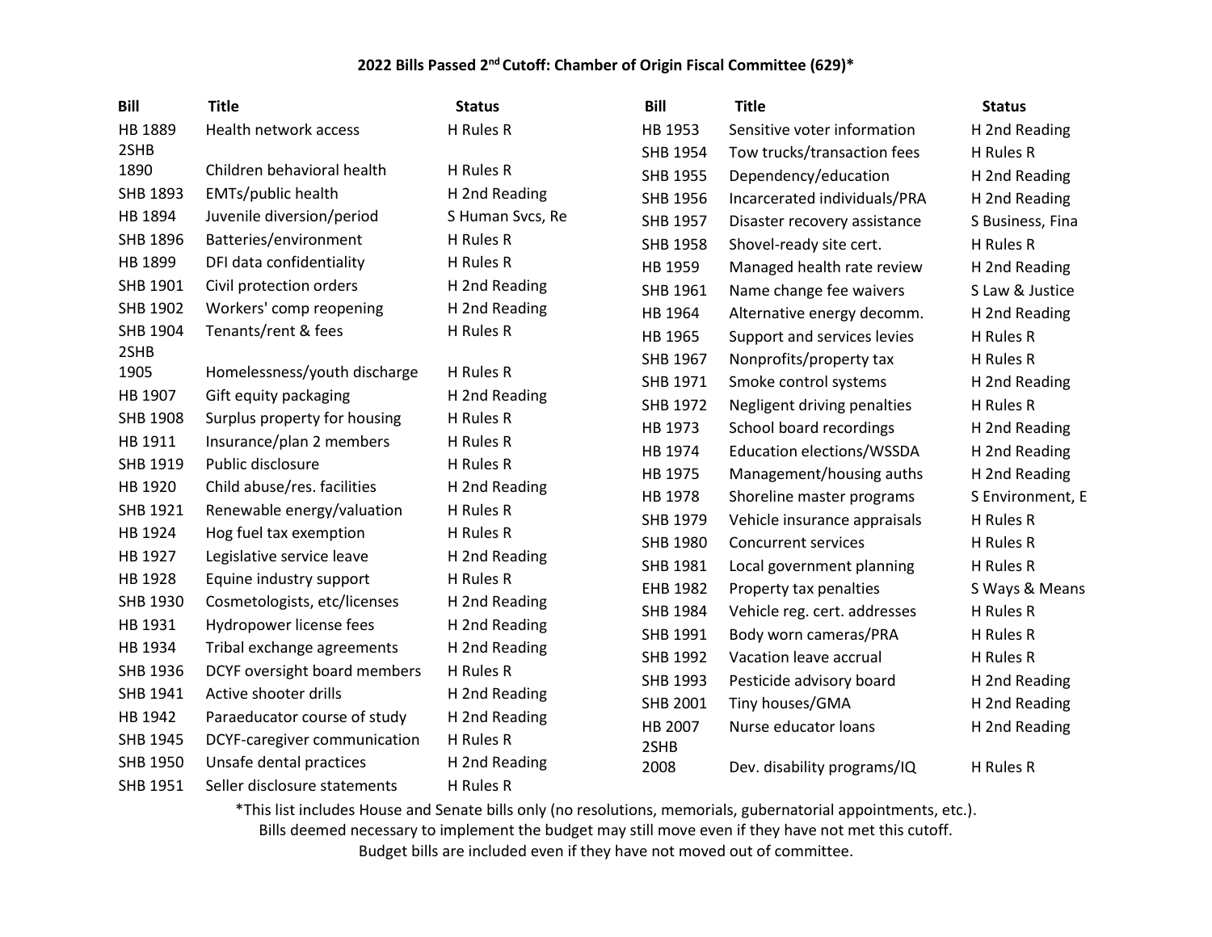### 2022 Bills Passed 2nd Cutoff: Chamber of Origin Fiscal Committee (629)*

| Bill | Title | Status |
|---|---|---|
| HB 1889 | Health network access | H Rules R |
| 2SHB 1890 | Children behavioral health | H Rules R |
| SHB 1893 | EMTs/public health | H 2nd Reading |
| HB 1894 | Juvenile diversion/period | S Human Svcs, Re |
| SHB 1896 | Batteries/environment | H Rules R |
| HB 1899 | DFI data confidentiality | H Rules R |
| SHB 1901 | Civil protection orders | H 2nd Reading |
| SHB 1902 | Workers' comp reopening | H 2nd Reading |
| SHB 1904 | Tenants/rent & fees | H Rules R |
| 2SHB 1905 | Homelessness/youth discharge | H Rules R |
| HB 1907 | Gift equity packaging | H 2nd Reading |
| SHB 1908 | Surplus property for housing | H Rules R |
| HB 1911 | Insurance/plan 2 members | H Rules R |
| SHB 1919 | Public disclosure | H Rules R |
| HB 1920 | Child abuse/res. facilities | H 2nd Reading |
| SHB 1921 | Renewable energy/valuation | H Rules R |
| HB 1924 | Hog fuel tax exemption | H Rules R |
| HB 1927 | Legislative service leave | H 2nd Reading |
| HB 1928 | Equine industry support | H Rules R |
| SHB 1930 | Cosmetologists, etc/licenses | H 2nd Reading |
| HB 1931 | Hydropower license fees | H 2nd Reading |
| HB 1934 | Tribal exchange agreements | H 2nd Reading |
| SHB 1936 | DCYF oversight board members | H Rules R |
| SHB 1941 | Active shooter drills | H 2nd Reading |
| HB 1942 | Paraeducator course of study | H 2nd Reading |
| SHB 1945 | DCYF-caregiver communication | H Rules R |
| SHB 1950 | Unsafe dental practices | H 2nd Reading |
| SHB 1951 | Seller disclosure statements | H Rules R |
| HB 1953 | Sensitive voter information | H 2nd Reading |
| SHB 1954 | Tow trucks/transaction fees | H Rules R |
| SHB 1955 | Dependency/education | H 2nd Reading |
| SHB 1956 | Incarcerated individuals/PRA | H 2nd Reading |
| SHB 1957 | Disaster recovery assistance | S Business, Fina |
| SHB 1958 | Shovel-ready site cert. | H Rules R |
| HB 1959 | Managed health rate review | H 2nd Reading |
| SHB 1961 | Name change fee waivers | S Law & Justice |
| HB 1964 | Alternative energy decomm. | H 2nd Reading |
| HB 1965 | Support and services levies | H Rules R |
| SHB 1967 | Nonprofits/property tax | H Rules R |
| SHB 1971 | Smoke control systems | H 2nd Reading |
| SHB 1972 | Negligent driving penalties | H Rules R |
| HB 1973 | School board recordings | H 2nd Reading |
| HB 1974 | Education elections/WSSDA | H 2nd Reading |
| HB 1975 | Management/housing auths | H 2nd Reading |
| HB 1978 | Shoreline master programs | S Environment, E |
| SHB 1979 | Vehicle insurance appraisals | H Rules R |
| SHB 1980 | Concurrent services | H Rules R |
| SHB 1981 | Local government planning | H Rules R |
| EHB 1982 | Property tax penalties | S Ways & Means |
| SHB 1984 | Vehicle reg. cert. addresses | H Rules R |
| SHB 1991 | Body worn cameras/PRA | H Rules R |
| SHB 1992 | Vacation leave accrual | H Rules R |
| SHB 1993 | Pesticide advisory board | H 2nd Reading |
| SHB 2001 | Tiny houses/GMA | H 2nd Reading |
| HB 2007 | Nurse educator loans | H 2nd Reading |
| 2SHB 2008 | Dev. disability programs/IQ | H Rules R |

*This list includes House and Senate bills only (no resolutions, memorials, gubernatorial appointments, etc.).
Bills deemed necessary to implement the budget may still move even if they have not met this cutoff.
Budget bills are included even if they have not moved out of committee.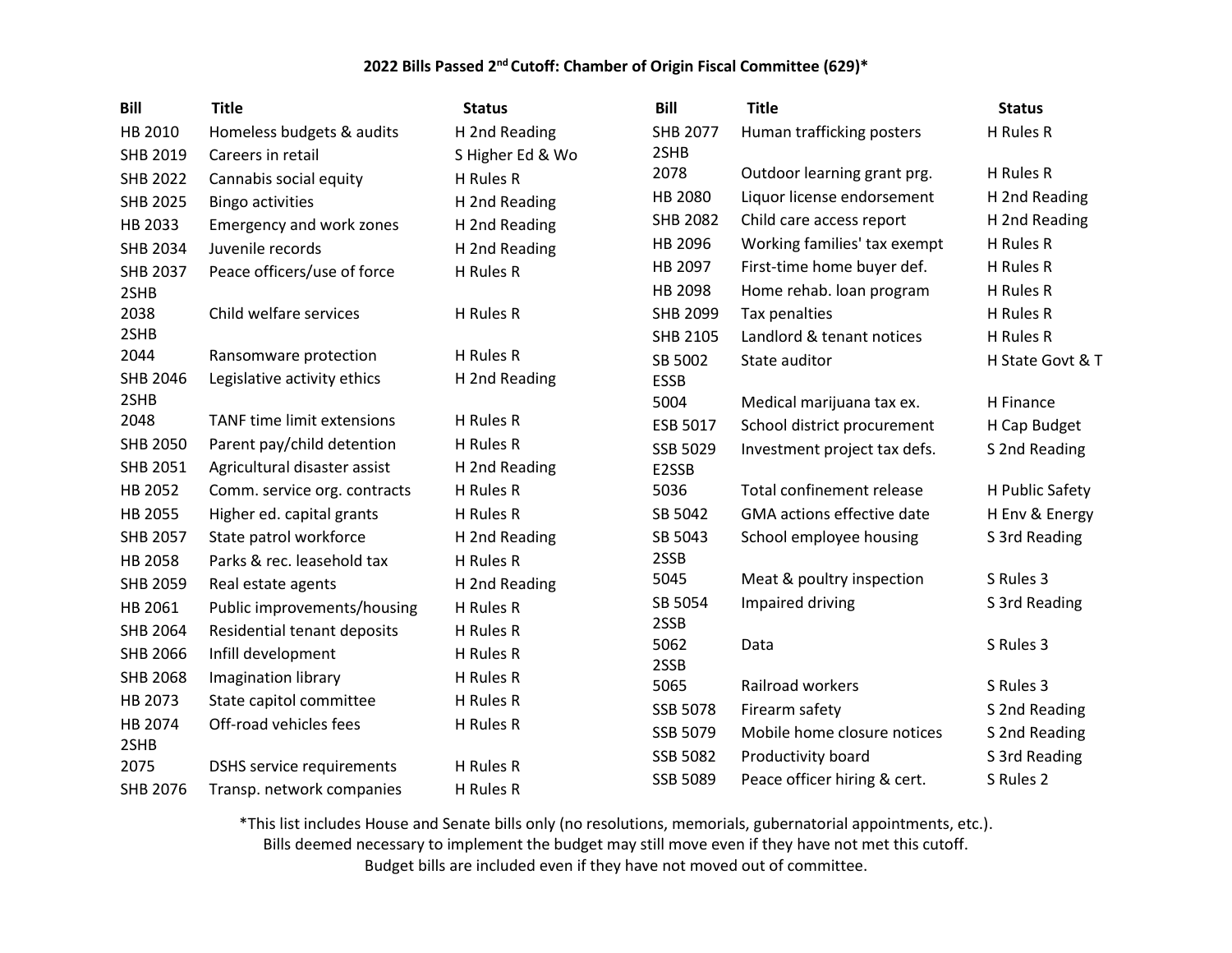**2022 Bills Passed 2nd Cutoff: Chamber of Origin Fiscal Committee (629)***

| Bill | Title | Status |
|---|---|---|
| HB 2010 | Homeless budgets & audits | H 2nd Reading |
| SHB 2019 | Careers in retail | S Higher Ed & Wo |
| SHB 2022 | Cannabis social equity | H Rules R |
| SHB 2025 | Bingo activities | H 2nd Reading |
| HB 2033 | Emergency and work zones | H 2nd Reading |
| SHB 2034 | Juvenile records | H 2nd Reading |
| SHB 2037 | Peace officers/use of force | H Rules R |
| 2SHB 2038 | Child welfare services | H Rules R |
| 2SHB 2044 | Ransomware protection | H Rules R |
| SHB 2046 | Legislative activity ethics | H 2nd Reading |
| 2SHB 2048 | TANF time limit extensions | H Rules R |
| SHB 2050 | Parent pay/child detention | H Rules R |
| SHB 2051 | Agricultural disaster assist | H 2nd Reading |
| HB 2052 | Comm. service org. contracts | H Rules R |
| HB 2055 | Higher ed. capital grants | H Rules R |
| SHB 2057 | State patrol workforce | H 2nd Reading |
| HB 2058 | Parks & rec. leasehold tax | H Rules R |
| SHB 2059 | Real estate agents | H 2nd Reading |
| HB 2061 | Public improvements/housing | H Rules R |
| SHB 2064 | Residential tenant deposits | H Rules R |
| SHB 2066 | Infill development | H Rules R |
| SHB 2068 | Imagination library | H Rules R |
| HB 2073 | State capitol committee | H Rules R |
| HB 2074 | Off-road vehicles fees | H Rules R |
| 2SHB 2075 | DSHS service requirements | H Rules R |
| SHB 2076 | Transp. network companies | H Rules R |
| SHB 2077 | Human trafficking posters | H Rules R |
| 2SHB 2078 | Outdoor learning grant prg. | H Rules R |
| HB 2080 | Liquor license endorsement | H 2nd Reading |
| SHB 2082 | Child care access report | H 2nd Reading |
| HB 2096 | Working families' tax exempt | H Rules R |
| HB 2097 | First-time home buyer def. | H Rules R |
| HB 2098 | Home rehab. loan program | H Rules R |
| SHB 2099 | Tax penalties | H Rules R |
| SHB 2105 | Landlord & tenant notices | H Rules R |
| SB 5002 | State auditor | H State Govt & T |
| ESSB 5004 | Medical marijuana tax ex. | H Finance |
| ESB 5017 | School district procurement | H Cap Budget |
| SSB 5029 | Investment project tax defs. | S 2nd Reading |
| E2SSB 5036 | Total confinement release | H Public Safety |
| SB 5042 | GMA actions effective date | H Env & Energy |
| SB 5043 | School employee housing | S 3rd Reading |
| 2SSB 5045 | Meat & poultry inspection | S Rules 3 |
| SB 5054 | Impaired driving | S 3rd Reading |
| 2SSB 5062 | Data | S Rules 3 |
| 2SSB 5065 | Railroad workers | S Rules 3 |
| SSB 5078 | Firearm safety | S 2nd Reading |
| SSB 5079 | Mobile home closure notices | S 2nd Reading |
| SSB 5082 | Productivity board | S 3rd Reading |
| SSB 5089 | Peace officer hiring & cert. | S Rules 2 |

*This list includes House and Senate bills only (no resolutions, memorials, gubernatorial appointments, etc.).
Bills deemed necessary to implement the budget may still move even if they have not met this cutoff.
Budget bills are included even if they have not moved out of committee.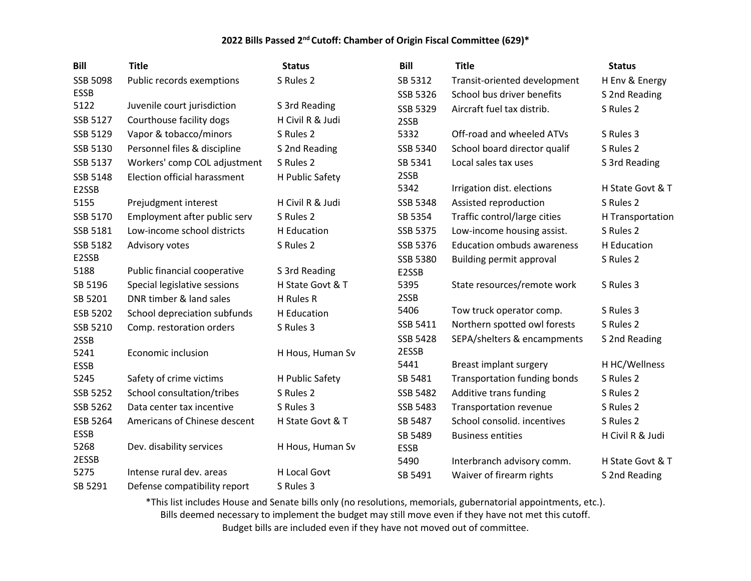### 2022 Bills Passed 2nd Cutoff: Chamber of Origin Fiscal Committee (629)*

| Bill | Title | Status |
|---|---|---|
| SSB 5098 | Public records exemptions | S Rules 2 |
| ESSB 5122 | Juvenile court jurisdiction | S 3rd Reading |
| SSB 5127 | Courthouse facility dogs | H Civil R & Judi |
| SSB 5129 | Vapor & tobacco/minors | S Rules 2 |
| SSB 5130 | Personnel files & discipline | S 2nd Reading |
| SSB 5137 | Workers' comp COL adjustment | S Rules 2 |
| SSB 5148 | Election official harassment | H Public Safety |
| E2SSB 5155 | Prejudgment interest | H Civil R & Judi |
| SSB 5170 | Employment after public serv | S Rules 2 |
| SSB 5181 | Low-income school districts | H Education |
| SSB 5182 | Advisory votes | S Rules 2 |
| E2SSB 5188 | Public financial cooperative | S 3rd Reading |
| SB 5196 | Special legislative sessions | H State Govt & T |
| SB 5201 | DNR timber & land sales | H Rules R |
| ESB 5202 | School depreciation subfunds | H Education |
| SSB 5210 | Comp. restoration orders | S Rules 3 |
| 2SSB 5241 | Economic inclusion | H Hous, Human Sv |
| ESSB 5245 | Safety of crime victims | H Public Safety |
| SSB 5252 | School consultation/tribes | S Rules 2 |
| SSB 5262 | Data center tax incentive | S Rules 3 |
| ESB 5264 | Americans of Chinese descent | H State Govt & T |
| ESSB 5268 | Dev. disability services | H Hous, Human Sv |
| 2ESSB 5275 | Intense rural dev. areas | H Local Govt |
| SB 5291 | Defense compatibility report | S Rules 3 |
| SB 5312 | Transit-oriented development | H Env & Energy |
| SSB 5326 | School bus driver benefits | S 2nd Reading |
| SSB 5329 | Aircraft fuel tax distrib. | S Rules 2 |
| 2SSB 5332 | Off-road and wheeled ATVs | S Rules 3 |
| SSB 5340 | School board director qualif | S Rules 2 |
| SB 5341 | Local sales tax uses | S 3rd Reading |
| 2SSB 5342 | Irrigation dist. elections | H State Govt & T |
| SSB 5348 | Assisted reproduction | S Rules 2 |
| SB 5354 | Traffic control/large cities | H Transportation |
| SSB 5375 | Low-income housing assist. | S Rules 2 |
| SSB 5376 | Education ombuds awareness | H Education |
| SSB 5380 | Building permit approval | S Rules 2 |
| E2SSB 5395 | State resources/remote work | S Rules 3 |
| 2SSB 5406 | Tow truck operator comp. | S Rules 3 |
| SSB 5411 | Northern spotted owl forests | S Rules 2 |
| SSB 5428 | SEPA/shelters & encampments | S 2nd Reading |
| 2ESSB 5441 | Breast implant surgery | H HC/Wellness |
| SB 5481 | Transportation funding bonds | S Rules 2 |
| SSB 5482 | Additive trans funding | S Rules 2 |
| SSB 5483 | Transportation revenue | S Rules 2 |
| SB 5487 | School consolid. incentives | S Rules 2 |
| SB 5489 | Business entities | H Civil R & Judi |
| ESSB 5490 | Interbranch advisory comm. | H State Govt & T |
| SB 5491 | Waiver of firearm rights | S 2nd Reading |

*This list includes House and Senate bills only (no resolutions, memorials, gubernatorial appointments, etc.).
Bills deemed necessary to implement the budget may still move even if they have not met this cutoff.
Budget bills are included even if they have not moved out of committee.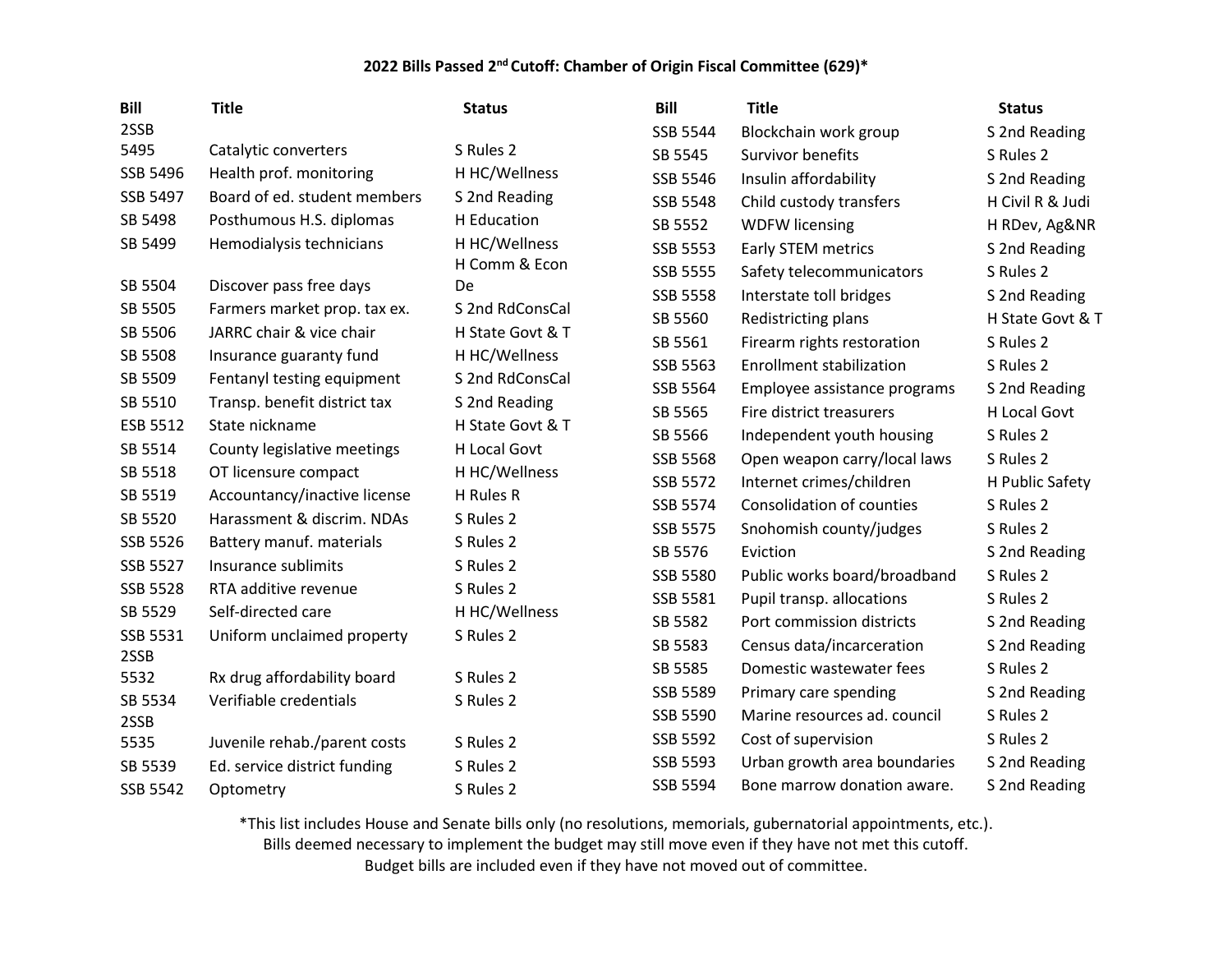### 2022 Bills Passed 2nd Cutoff: Chamber of Origin Fiscal Committee (629)*

| Bill | Title | Status |
|---|---|---|
| 2SSB 5495 | Catalytic converters | S Rules 2 |
| SSB 5496 | Health prof. monitoring | H HC/Wellness |
| SSB 5497 | Board of ed. student members | S 2nd Reading |
| SB 5498 | Posthumous H.S. diplomas | H Education |
| SB 5499 | Hemodialysis technicians | H HC/Wellness |
| SB 5504 | Discover pass free days | H Comm & Econ De |
| SB 5505 | Farmers market prop. tax ex. | S 2nd RdConsCal |
| SB 5506 | JARRC chair & vice chair | H State Govt & T |
| SB 5508 | Insurance guaranty fund | H HC/Wellness |
| SB 5509 | Fentanyl testing equipment | S 2nd RdConsCal |
| SB 5510 | Transp. benefit district tax | S 2nd Reading |
| ESB 5512 | State nickname | H State Govt & T |
| SB 5514 | County legislative meetings | H Local Govt |
| SB 5518 | OT licensure compact | H HC/Wellness |
| SB 5519 | Accountancy/inactive license | H Rules R |
| SB 5520 | Harassment & discrim. NDAs | S Rules 2 |
| SSB 5526 | Battery manuf. materials | S Rules 2 |
| SSB 5527 | Insurance sublimits | S Rules 2 |
| SSB 5528 | RTA additive revenue | S Rules 2 |
| SB 5529 | Self-directed care | H HC/Wellness |
| SSB 5531 | Uniform unclaimed property | S Rules 2 |
| 2SSB 5532 | Rx drug affordability board | S Rules 2 |
| SB 5534 | Verifiable credentials | S Rules 2 |
| 2SSB 5535 | Juvenile rehab./parent costs | S Rules 2 |
| SB 5539 | Ed. service district funding | S Rules 2 |
| SSB 5542 | Optometry | S Rules 2 |
| SSB 5544 | Blockchain work group | S 2nd Reading |
| SB 5545 | Survivor benefits | S Rules 2 |
| SSB 5546 | Insulin affordability | S 2nd Reading |
| SSB 5548 | Child custody transfers | H Civil R & Judi |
| SB 5552 | WDFW licensing | H RDev, Ag&NR |
| SSB 5553 | Early STEM metrics | S 2nd Reading |
| SSB 5555 | Safety telecommunicators | S Rules 2 |
| SSB 5558 | Interstate toll bridges | S 2nd Reading |
| SB 5560 | Redistricting plans | H State Govt & T |
| SB 5561 | Firearm rights restoration | S Rules 2 |
| SSB 5563 | Enrollment stabilization | S Rules 2 |
| SSB 5564 | Employee assistance programs | S 2nd Reading |
| SB 5565 | Fire district treasurers | H Local Govt |
| SB 5566 | Independent youth housing | S Rules 2 |
| SSB 5568 | Open weapon carry/local laws | S Rules 2 |
| SSB 5572 | Internet crimes/children | H Public Safety |
| SSB 5574 | Consolidation of counties | S Rules 2 |
| SSB 5575 | Snohomish county/judges | S Rules 2 |
| SB 5576 | Eviction | S 2nd Reading |
| SSB 5580 | Public works board/broadband | S Rules 2 |
| SSB 5581 | Pupil transp. allocations | S Rules 2 |
| SB 5582 | Port commission districts | S 2nd Reading |
| SB 5583 | Census data/incarceration | S 2nd Reading |
| SB 5585 | Domestic wastewater fees | S Rules 2 |
| SSB 5589 | Primary care spending | S 2nd Reading |
| SSB 5590 | Marine resources ad. council | S Rules 2 |
| SSB 5592 | Cost of supervision | S Rules 2 |
| SSB 5593 | Urban growth area boundaries | S 2nd Reading |
| SSB 5594 | Bone marrow donation aware. | S 2nd Reading |

*This list includes House and Senate bills only (no resolutions, memorials, gubernatorial appointments, etc.).
Bills deemed necessary to implement the budget may still move even if they have not met this cutoff.
Budget bills are included even if they have not moved out of committee.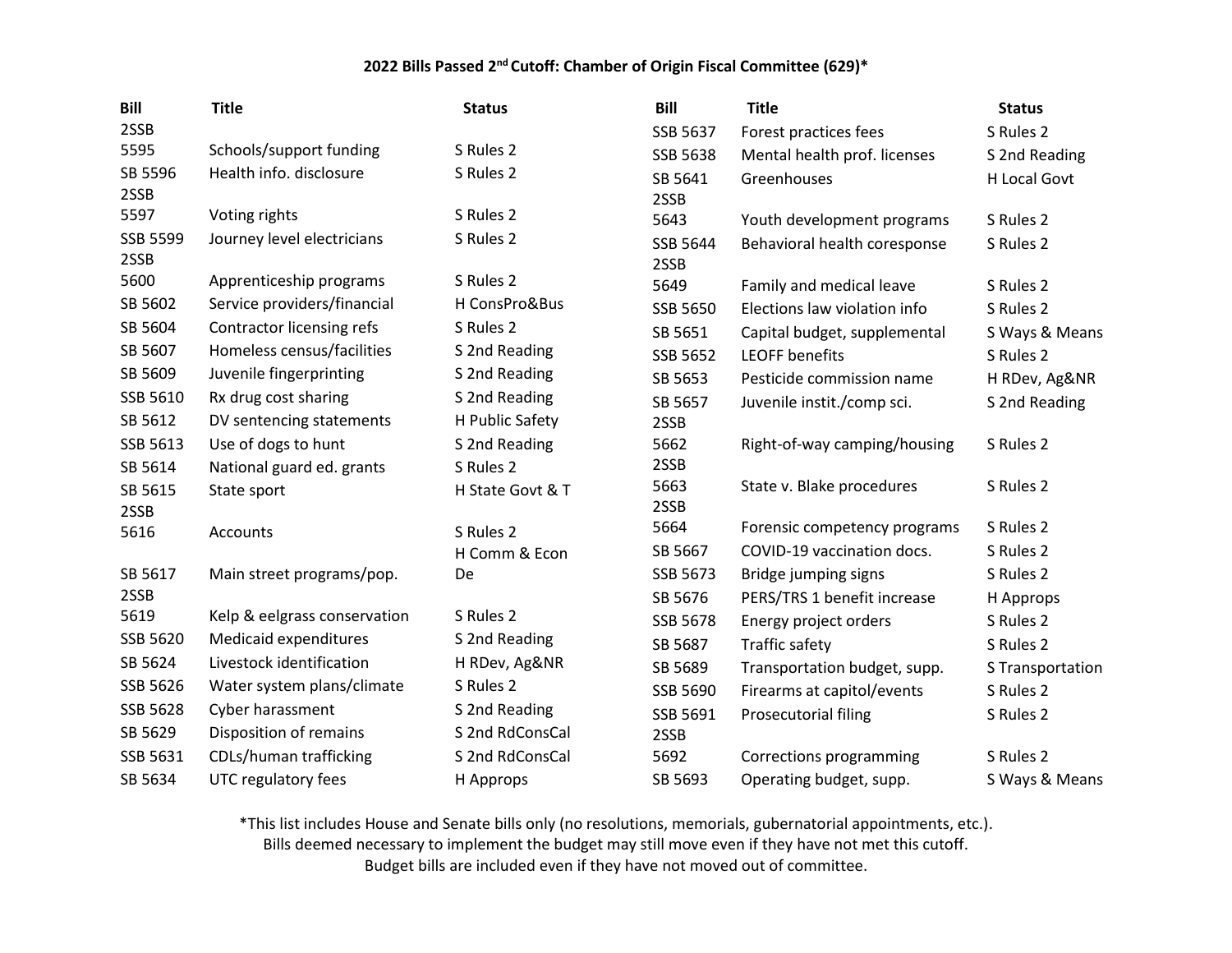## 2022 Bills Passed 2nd Cutoff: Chamber of Origin Fiscal Committee (629)*

| Bill | Title | Status |
|---|---|---|
| 2SSB 5595 | Schools/support funding | S Rules 2 |
| SB 5596 | Health info. disclosure | S Rules 2 |
| 2SSB 5597 | Voting rights | S Rules 2 |
| SSB 5599 | Journey level electricians | S Rules 2 |
| 2SSB 5600 | Apprenticeship programs | S Rules 2 |
| SB 5602 | Service providers/financial | H ConsPro&Bus |
| SB 5604 | Contractor licensing refs | S Rules 2 |
| SB 5607 | Homeless census/facilities | S 2nd Reading |
| SB 5609 | Juvenile fingerprinting | S 2nd Reading |
| SSB 5610 | Rx drug cost sharing | S 2nd Reading |
| SB 5612 | DV sentencing statements | H Public Safety |
| SSB 5613 | Use of dogs to hunt | S 2nd Reading |
| SB 5614 | National guard ed. grants | S Rules 2 |
| SB 5615 | State sport | H State Govt & T |
| 2SSB 5616 | Accounts | S Rules 2 |
| SB 5617 | Main street programs/pop. | H Comm & Econ De |
| 2SSB 5619 | Kelp & eelgrass conservation | S Rules 2 |
| SSB 5620 | Medicaid expenditures | S 2nd Reading |
| SB 5624 | Livestock identification | H RDev, Ag&NR |
| SSB 5626 | Water system plans/climate | S Rules 2 |
| SSB 5628 | Cyber harassment | S 2nd Reading |
| SB 5629 | Disposition of remains | S 2nd RdConsCal |
| SSB 5631 | CDLs/human trafficking | S 2nd RdConsCal |
| SB 5634 | UTC regulatory fees | H Approps |
| SSB 5637 | Forest practices fees | S Rules 2 |
| SSB 5638 | Mental health prof. licenses | S 2nd Reading |
| SB 5641 | Greenhouses | H Local Govt |
| 2SSB 5643 | Youth development programs | S Rules 2 |
| SSB 5644 | Behavioral health coresponse | S Rules 2 |
| 2SSB 5649 | Family and medical leave | S Rules 2 |
| SSB 5650 | Elections law violation info | S Rules 2 |
| SB 5651 | Capital budget, supplemental | S Ways & Means |
| SSB 5652 | LEOFF benefits | S Rules 2 |
| SB 5653 | Pesticide commission name | H RDev, Ag&NR |
| SB 5657 | Juvenile instit./comp sci. | S 2nd Reading |
| 2SSB 5662 | Right-of-way camping/housing | S Rules 2 |
| 2SSB 5663 | State v. Blake procedures | S Rules 2 |
| 2SSB 5664 | Forensic competency programs | S Rules 2 |
| SB 5667 | COVID-19 vaccination docs. | S Rules 2 |
| SSB 5673 | Bridge jumping signs | S Rules 2 |
| SB 5676 | PERS/TRS 1 benefit increase | H Approps |
| SSB 5678 | Energy project orders | S Rules 2 |
| SB 5687 | Traffic safety | S Rules 2 |
| SB 5689 | Transportation budget, supp. | S Transportation |
| SSB 5690 | Firearms at capitol/events | S Rules 2 |
| SSB 5691 | Prosecutorial filing | S Rules 2 |
| 2SSB 5692 | Corrections programming | S Rules 2 |
| SB 5693 | Operating budget, supp. | S Ways & Means |

*This list includes House and Senate bills only (no resolutions, memorials, gubernatorial appointments, etc.).
Bills deemed necessary to implement the budget may still move even if they have not met this cutoff.
Budget bills are included even if they have not moved out of committee.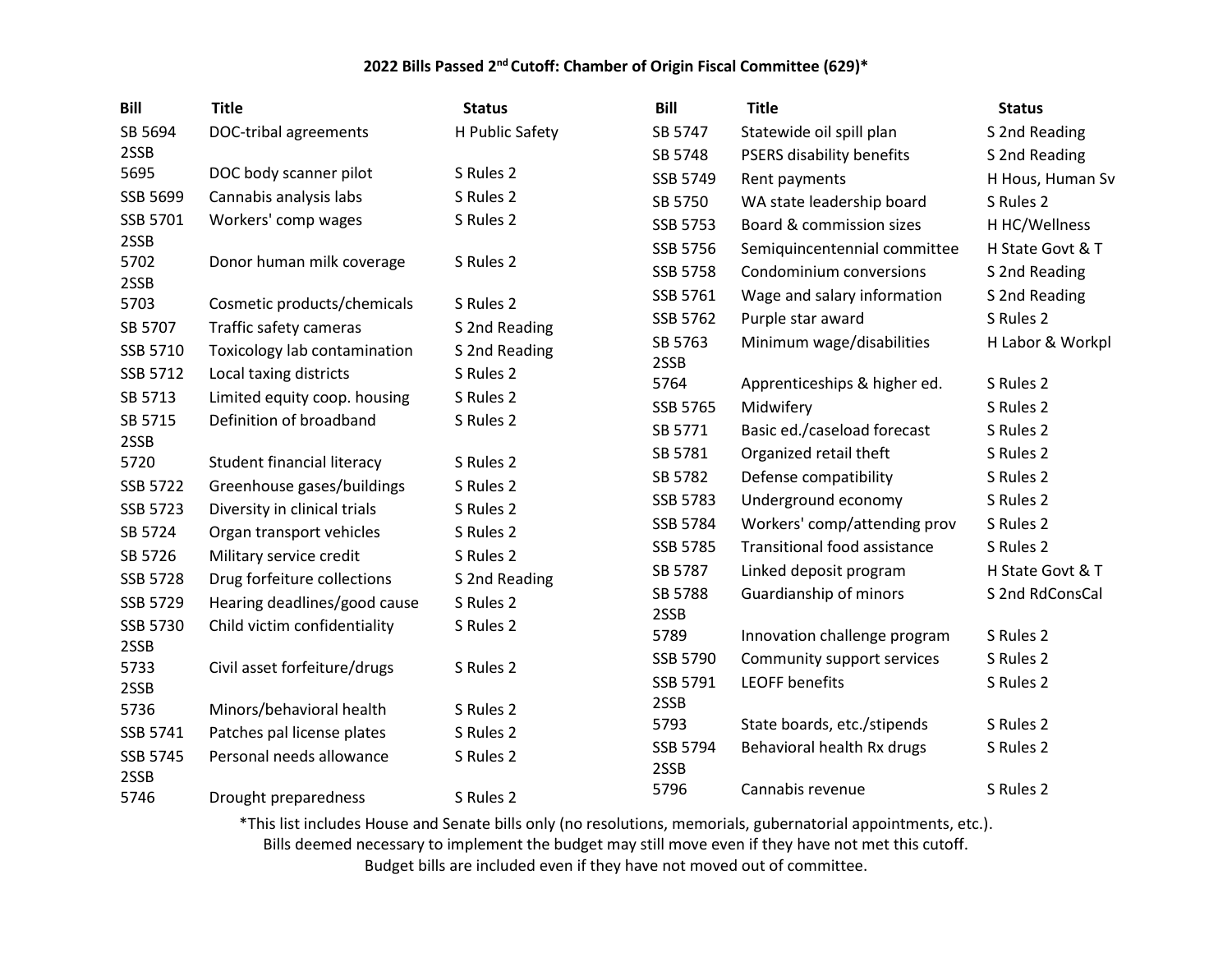## 2022 Bills Passed 2nd Cutoff: Chamber of Origin Fiscal Committee (629)*

| Bill | Title | Status |
|---|---|---|
| SB 5694 | DOC-tribal agreements | H Public Safety |
| 2SSB 5695 | DOC body scanner pilot | S Rules 2 |
| SSB 5699 | Cannabis analysis labs | S Rules 2 |
| SSB 5701 | Workers' comp wages | S Rules 2 |
| 2SSB 5702 | Donor human milk coverage | S Rules 2 |
| 2SSB 5703 | Cosmetic products/chemicals | S Rules 2 |
| SB 5707 | Traffic safety cameras | S 2nd Reading |
| SSB 5710 | Toxicology lab contamination | S 2nd Reading |
| SSB 5712 | Local taxing districts | S Rules 2 |
| SB 5713 | Limited equity coop. housing | S Rules 2 |
| SB 5715 | Definition of broadband | S Rules 2 |
| 2SSB 5720 | Student financial literacy | S Rules 2 |
| SSB 5722 | Greenhouse gases/buildings | S Rules 2 |
| SSB 5723 | Diversity in clinical trials | S Rules 2 |
| SB 5724 | Organ transport vehicles | S Rules 2 |
| SB 5726 | Military service credit | S Rules 2 |
| SSB 5728 | Drug forfeiture collections | S 2nd Reading |
| SSB 5729 | Hearing deadlines/good cause | S Rules 2 |
| SSB 5730 | Child victim confidentiality | S Rules 2 |
| 2SSB 5733 | Civil asset forfeiture/drugs | S Rules 2 |
| 2SSB 5736 | Minors/behavioral health | S Rules 2 |
| SSB 5741 | Patches pal license plates | S Rules 2 |
| SSB 5745 | Personal needs allowance | S Rules 2 |
| 2SSB 5746 | Drought preparedness | S Rules 2 |
| SB 5747 | Statewide oil spill plan | S 2nd Reading |
| SB 5748 | PSERS disability benefits | S 2nd Reading |
| SSB 5749 | Rent payments | H Hous, Human Sv |
| SB 5750 | WA state leadership board | S Rules 2 |
| SSB 5753 | Board & commission sizes | H HC/Wellness |
| SSB 5756 | Semiquincentennial committee | H State Govt & T |
| SSB 5758 | Condominium conversions | S 2nd Reading |
| SSB 5761 | Wage and salary information | S 2nd Reading |
| SSB 5762 | Purple star award | S Rules 2 |
| SB 5763 | Minimum wage/disabilities | H Labor & Workpl |
| 2SSB 5764 | Apprenticeships & higher ed. | S Rules 2 |
| SSB 5765 | Midwifery | S Rules 2 |
| SB 5771 | Basic ed./caseload forecast | S Rules 2 |
| SB 5781 | Organized retail theft | S Rules 2 |
| SB 5782 | Defense compatibility | S Rules 2 |
| SSB 5783 | Underground economy | S Rules 2 |
| SSB 5784 | Workers' comp/attending prov | S Rules 2 |
| SSB 5785 | Transitional food assistance | S Rules 2 |
| SB 5787 | Linked deposit program | H State Govt & T |
| SB 5788 | Guardianship of minors | S 2nd RdConsCal |
| 2SSB 5789 | Innovation challenge program | S Rules 2 |
| SSB 5790 | Community support services | S Rules 2 |
| SSB 5791 | LEOFF benefits | S Rules 2 |
| 2SSB 5793 | State boards, etc./stipends | S Rules 2 |
| SSB 5794 | Behavioral health Rx drugs | S Rules 2 |
| 2SSB 5796 | Cannabis revenue | S Rules 2 |

*This list includes House and Senate bills only (no resolutions, memorials, gubernatorial appointments, etc.).
Bills deemed necessary to implement the budget may still move even if they have not met this cutoff.
Budget bills are included even if they have not moved out of committee.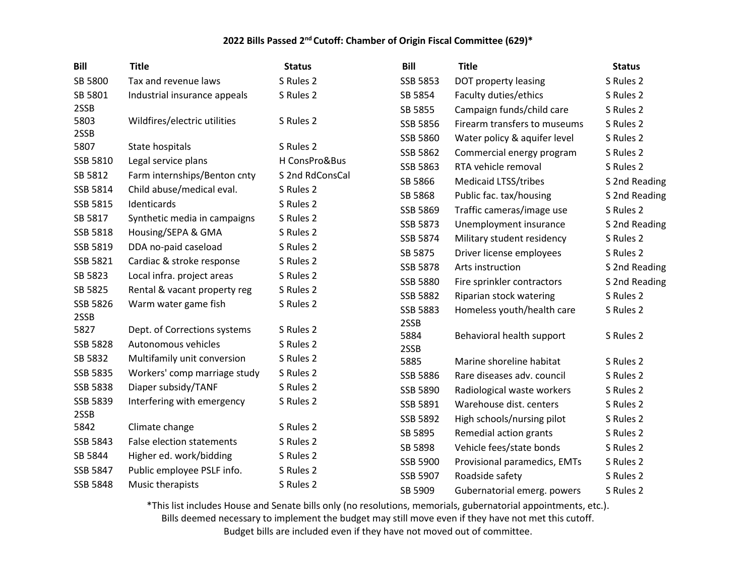# 2022 Bills Passed 2nd Cutoff: Chamber of Origin Fiscal Committee (629)*

| Bill | Title | Status |
|---|---|---|
| SB 5800 | Tax and revenue laws | S Rules 2 |
| SB 5801 | Industrial insurance appeals | S Rules 2 |
| 2SSB 5803 | Wildfires/electric utilities | S Rules 2 |
| 2SSB 5807 | State hospitals | S Rules 2 |
| SSB 5810 | Legal service plans | H ConsPro&Bus |
| SB 5812 | Farm internships/Benton cnty | S 2nd RdConsCal |
| SSB 5814 | Child abuse/medical eval. | S Rules 2 |
| SSB 5815 | Identicards | S Rules 2 |
| SB 5817 | Synthetic media in campaigns | S Rules 2 |
| SSB 5818 | Housing/SEPA & GMA | S Rules 2 |
| SSB 5819 | DDA no-paid caseload | S Rules 2 |
| SSB 5821 | Cardiac & stroke response | S Rules 2 |
| SB 5823 | Local infra. project areas | S Rules 2 |
| SB 5825 | Rental & vacant property reg | S Rules 2 |
| SSB 5826 | Warm water game fish | S Rules 2 |
| 2SSB 5827 | Dept. of Corrections systems | S Rules 2 |
| SSB 5828 | Autonomous vehicles | S Rules 2 |
| SB 5832 | Multifamily unit conversion | S Rules 2 |
| SSB 5835 | Workers' comp marriage study | S Rules 2 |
| SSB 5838 | Diaper subsidy/TANF | S Rules 2 |
| SSB 5839 | Interfering with emergency | S Rules 2 |
| 2SSB 5842 | Climate change | S Rules 2 |
| SSB 5843 | False election statements | S Rules 2 |
| SB 5844 | Higher ed. work/bidding | S Rules 2 |
| SSB 5847 | Public employee PSLF info. | S Rules 2 |
| SSB 5848 | Music therapists | S Rules 2 |
| SSB 5853 | DOT property leasing | S Rules 2 |
| SB 5854 | Faculty duties/ethics | S Rules 2 |
| SB 5855 | Campaign funds/child care | S Rules 2 |
| SSB 5856 | Firearm transfers to museums | S Rules 2 |
| SSB 5860 | Water policy & aquifer level | S Rules 2 |
| SSB 5862 | Commercial energy program | S Rules 2 |
| SSB 5863 | RTA vehicle removal | S Rules 2 |
| SB 5866 | Medicaid LTSS/tribes | S 2nd Reading |
| SB 5868 | Public fac. tax/housing | S 2nd Reading |
| SSB 5869 | Traffic cameras/image use | S Rules 2 |
| SSB 5873 | Unemployment insurance | S 2nd Reading |
| SSB 5874 | Military student residency | S Rules 2 |
| SB 5875 | Driver license employees | S Rules 2 |
| SSB 5878 | Arts instruction | S 2nd Reading |
| SSB 5880 | Fire sprinkler contractors | S 2nd Reading |
| SSB 5882 | Riparian stock watering | S Rules 2 |
| SSB 5883 | Homeless youth/health care | S Rules 2 |
| 2SSB 5884 | Behavioral health support | S Rules 2 |
| 2SSB 5885 | Marine shoreline habitat | S Rules 2 |
| SSB 5886 | Rare diseases adv. council | S Rules 2 |
| SSB 5890 | Radiological waste workers | S Rules 2 |
| SSB 5891 | Warehouse dist. centers | S Rules 2 |
| SSB 5892 | High schools/nursing pilot | S Rules 2 |
| SB 5895 | Remedial action grants | S Rules 2 |
| SB 5898 | Vehicle fees/state bonds | S Rules 2 |
| SSB 5900 | Provisional paramedics, EMTs | S Rules 2 |
| SSB 5907 | Roadside safety | S Rules 2 |
| SB 5909 | Gubernatorial emerg. powers | S Rules 2 |

*This list includes House and Senate bills only (no resolutions, memorials, gubernatorial appointments, etc.).
Bills deemed necessary to implement the budget may still move even if they have not met this cutoff.
Budget bills are included even if they have not moved out of committee.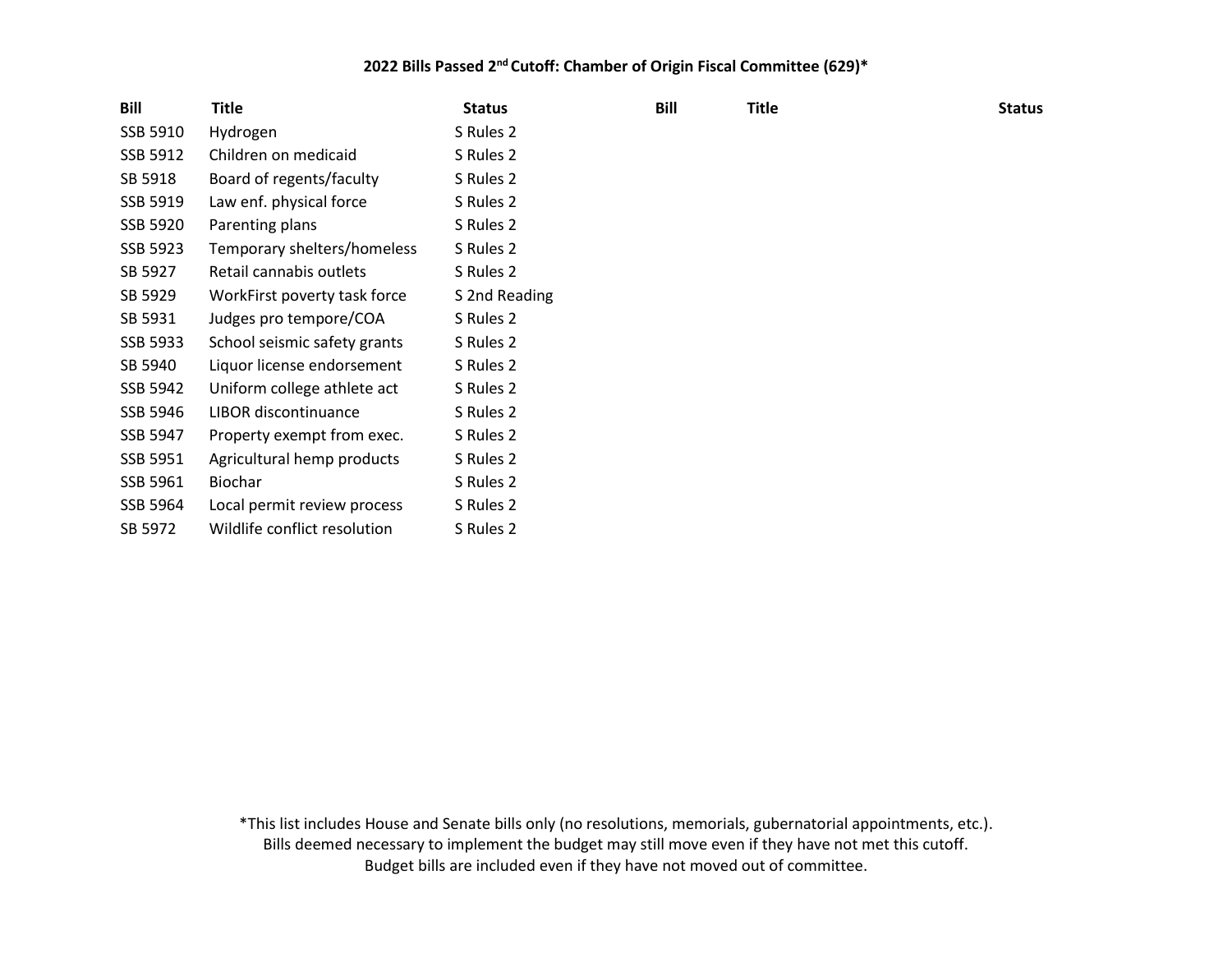### 2022 Bills Passed 2nd Cutoff: Chamber of Origin Fiscal Committee (629)*

| Bill | Title | Status | Bill | Title | Status |
|---|---|---|---|---|---|
| SSB 5910 | Hydrogen | S Rules 2 | | | |
| SSB 5912 | Children on medicaid | S Rules 2 | | | |
| SB 5918 | Board of regents/faculty | S Rules 2 | | | |
| SSB 5919 | Law enf. physical force | S Rules 2 | | | |
| SSB 5920 | Parenting plans | S Rules 2 | | | |
| SSB 5923 | Temporary shelters/homeless | S Rules 2 | | | |
| SB 5927 | Retail cannabis outlets | S Rules 2 | | | |
| SB 5929 | WorkFirst poverty task force | S 2nd Reading | | | |
| SB 5931 | Judges pro tempore/COA | S Rules 2 | | | |
| SSB 5933 | School seismic safety grants | S Rules 2 | | | |
| SB 5940 | Liquor license endorsement | S Rules 2 | | | |
| SSB 5942 | Uniform college athlete act | S Rules 2 | | | |
| SSB 5946 | LIBOR discontinuance | S Rules 2 | | | |
| SSB 5947 | Property exempt from exec. | S Rules 2 | | | |
| SSB 5951 | Agricultural hemp products | S Rules 2 | | | |
| SSB 5961 | Biochar | S Rules 2 | | | |
| SSB 5964 | Local permit review process | S Rules 2 | | | |
| SB 5972 | Wildlife conflict resolution | S Rules 2 | | | |

*This list includes House and Senate bills only (no resolutions, memorials, gubernatorial appointments, etc.).
Bills deemed necessary to implement the budget may still move even if they have not met this cutoff.
Budget bills are included even if they have not moved out of committee.